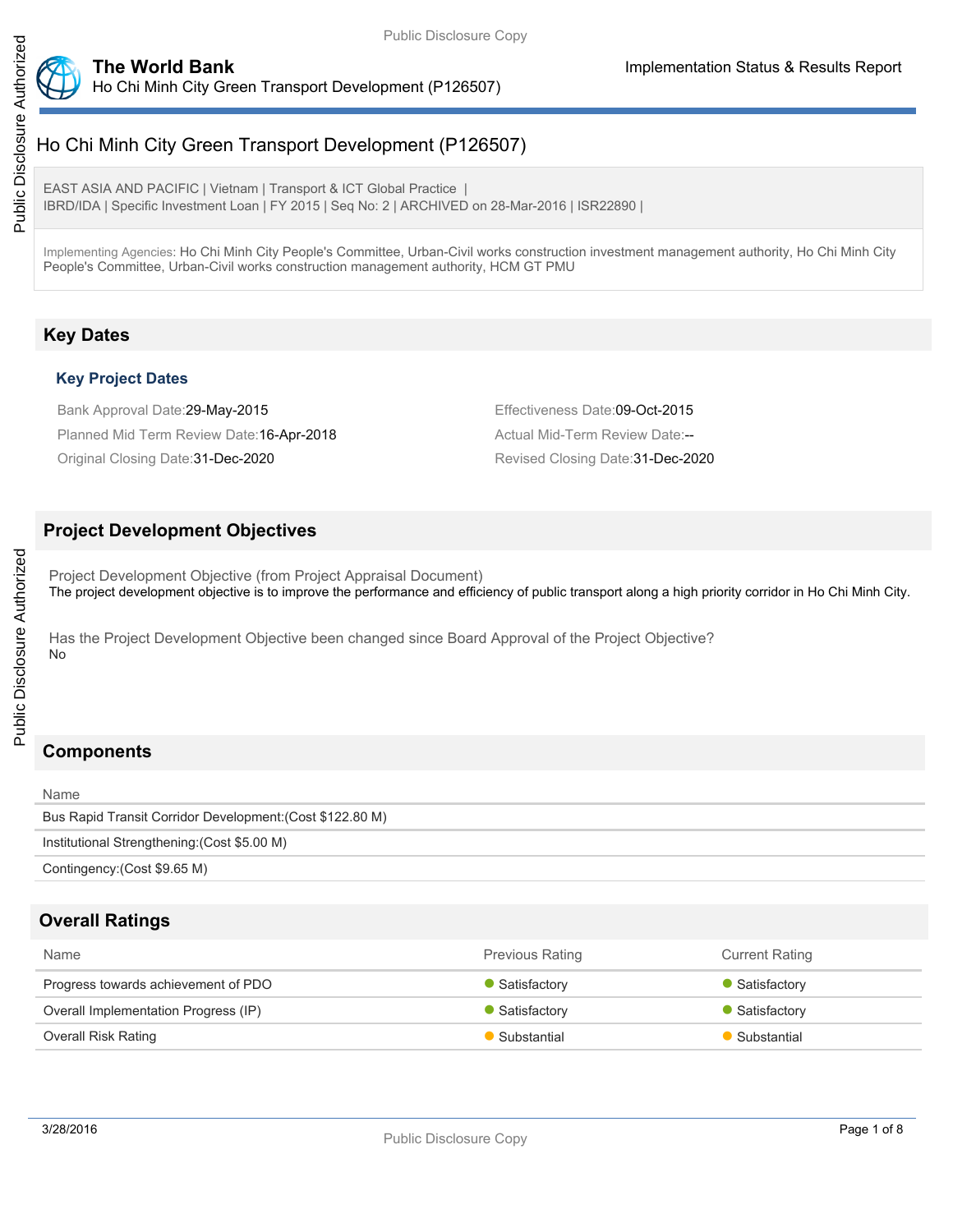# Ho Chi Minh City Green Transport Development (P126507)

EAST ASIA AND PACIFIC | Vietnam | Transport & ICT Global Practice |
IBRD/IDA | Specific Investment Loan | FY 2015 | Seq No: 2 | ARCHIVED on 28-Mar-2016 | ISR22890 |

Implementing Agencies: Ho Chi Minh City People's Committee, Urban-Civil works construction investment management authority, Ho Chi Minh City People's Committee, Urban-Civil works construction management authority, HCM GT PMU

## Key Dates

### Key Project Dates

Bank Approval Date:29-May-2015

Effectiveness Date:09-Oct-2015

Planned Mid Term Review Date:16-Apr-2018

Actual Mid-Term Review Date:--

Original Closing Date:31-Dec-2020

Revised Closing Date:31-Dec-2020

## Project Development Objectives

Project Development Objective (from Project Appraisal Document)

The project development objective is to improve the performance and efficiency of public transport along a high priority corridor in Ho Chi Minh City.

Has the Project Development Objective been changed since Board Approval of the Project Objective?

No

## Components

| Name |
|---|
| Bus Rapid Transit Corridor Development:(Cost $122.80 M) |
| Institutional Strengthening:(Cost $5.00 M) |
| Contingency:(Cost $9.65 M) |

## Overall Ratings

| Name | Previous Rating | Current Rating |
|---|---|---|
| Progress towards achievement of PDO | Satisfactory | Satisfactory |
| Overall Implementation Progress (IP) | Satisfactory | Satisfactory |
| Overall Risk Rating | Substantial | Substantial |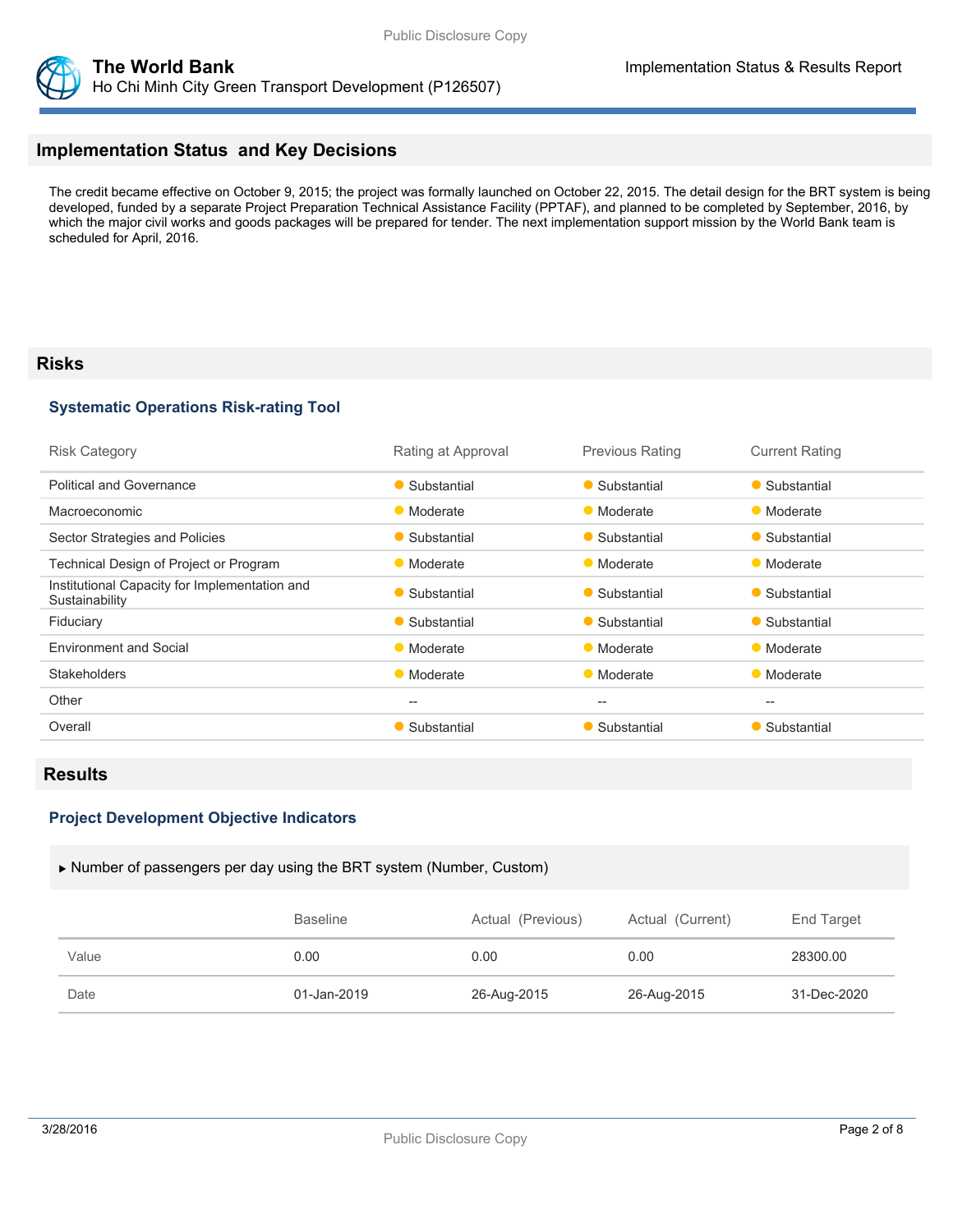## Implementation Status and Key Decisions

The credit became effective on October 9, 2015; the project was formally launched on October 22, 2015. The detail design for the BRT system is being developed, funded by a separate Project Preparation Technical Assistance Facility (PPTAF), and planned to be completed by September, 2016, by which the major civil works and goods packages will be prepared for tender. The next implementation support mission by the World Bank team is scheduled for April, 2016.

## Risks

### Systematic Operations Risk-rating Tool

| Risk Category | Rating at Approval | Previous Rating | Current Rating |
| --- | --- | --- | --- |
| Political and Governance | Substantial | Substantial | Substantial |
| Macroeconomic | Moderate | Moderate | Moderate |
| Sector Strategies and Policies | Substantial | Substantial | Substantial |
| Technical Design of Project or Program | Moderate | Moderate | Moderate |
| Institutional Capacity for Implementation and Sustainability | Substantial | Substantial | Substantial |
| Fiduciary | Substantial | Substantial | Substantial |
| Environment and Social | Moderate | Moderate | Moderate |
| Stakeholders | Moderate | Moderate | Moderate |
| Other | -- | -- | -- |
| Overall | Substantial | Substantial | Substantial |

## Results

### Project Development Objective Indicators

▶ Number of passengers per day using the BRT system (Number, Custom)

| | Baseline | Actual (Previous) | Actual (Current) | End Target |
| --- | --- | --- | --- | --- |
| Value | 0.00 | 0.00 | 0.00 | 28300.00 |
| Date | 01-Jan-2019 | 26-Aug-2015 | 26-Aug-2015 | 31-Dec-2020 |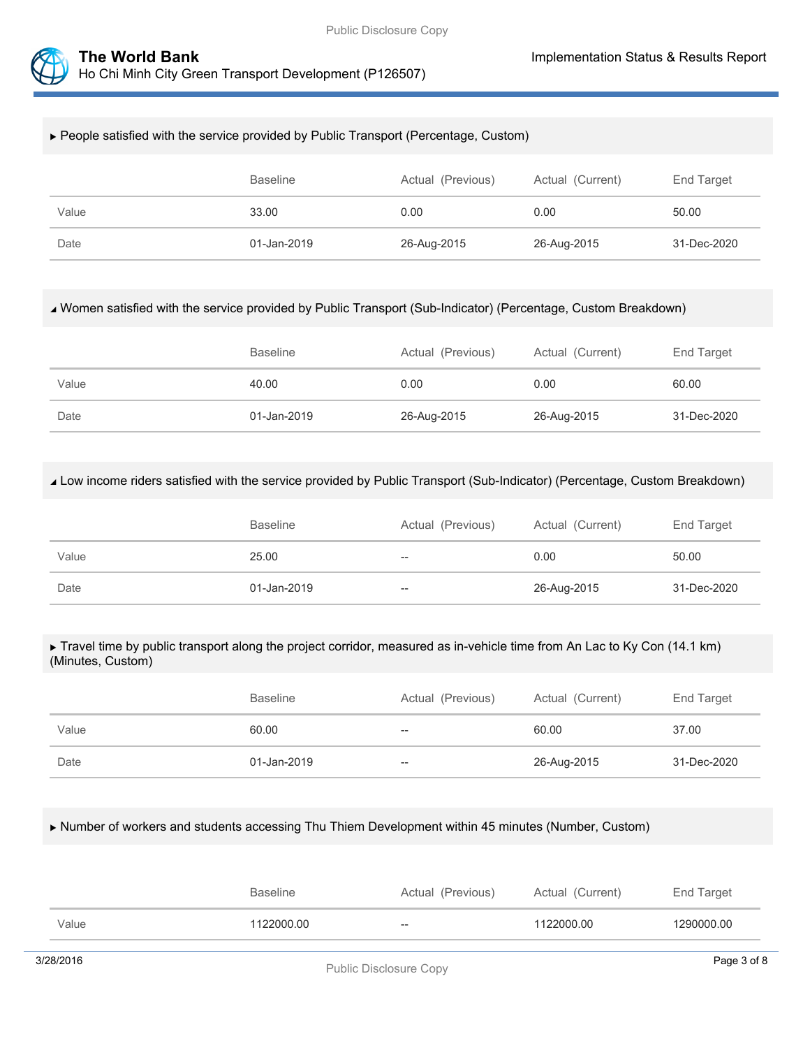▸ People satisfied with the service provided by Public Transport (Percentage, Custom)

| | Baseline | Actual (Previous) | Actual (Current) | End Target |
|---|---|---|---|---|
| Value | 33.00 | 0.00 | 0.00 | 50.00 |
| Date | 01-Jan-2019 | 26-Aug-2015 | 26-Aug-2015 | 31-Dec-2020 |

◢ Women satisfied with the service provided by Public Transport (Sub-Indicator) (Percentage, Custom Breakdown)

| | Baseline | Actual (Previous) | Actual (Current) | End Target |
|---|---|---|---|---|
| Value | 40.00 | 0.00 | 0.00 | 60.00 |
| Date | 01-Jan-2019 | 26-Aug-2015 | 26-Aug-2015 | 31-Dec-2020 |

◢ Low income riders satisfied with the service provided by Public Transport (Sub-Indicator) (Percentage, Custom Breakdown)

| | Baseline | Actual (Previous) | Actual (Current) | End Target |
|---|---|---|---|---|
| Value | 25.00 | -- | 0.00 | 50.00 |
| Date | 01-Jan-2019 | -- | 26-Aug-2015 | 31-Dec-2020 |

▸ Travel time by public transport along the project corridor, measured as in-vehicle time from An Lac to Ky Con (14.1 km) (Minutes, Custom)

| | Baseline | Actual (Previous) | Actual (Current) | End Target |
|---|---|---|---|---|
| Value | 60.00 | -- | 60.00 | 37.00 |
| Date | 01-Jan-2019 | -- | 26-Aug-2015 | 31-Dec-2020 |

▸ Number of workers and students accessing Thu Thiem Development within 45 minutes (Number, Custom)

| | Baseline | Actual (Previous) | Actual (Current) | End Target |
|---|---|---|---|---|
| Value | 1122000.00 | -- | 1122000.00 | 1290000.00 |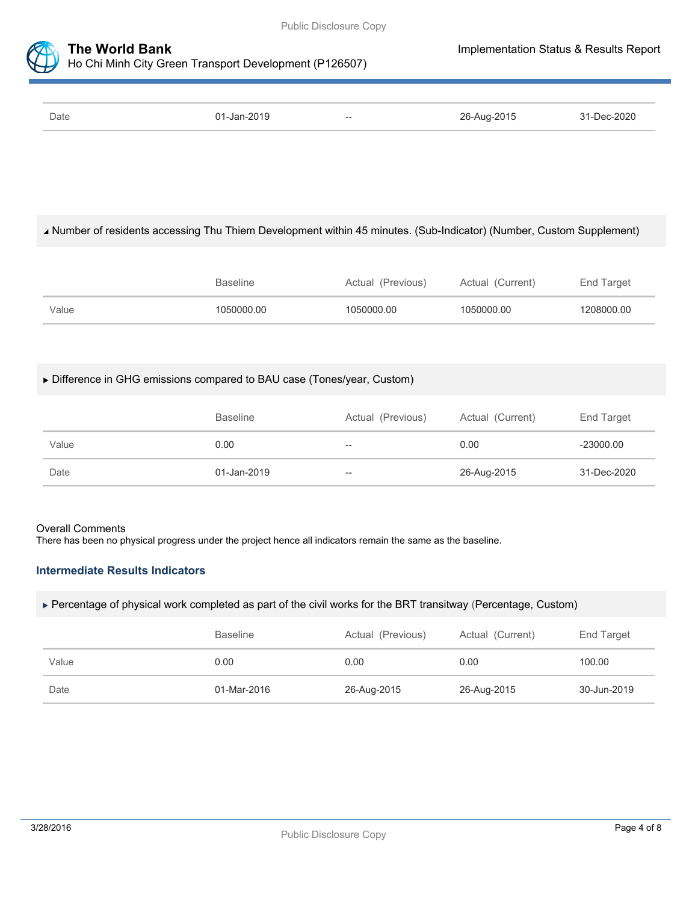| | | | | |
|---|---|---|---|---|
| Date | 01-Jan-2019 | -- | 26-Aug-2015 | 31-Dec-2020 |

◢ Number of residents accessing Thu Thiem Development within 45 minutes. (Sub-Indicator) (Number, Custom Supplement)

| | Baseline | Actual (Previous) | Actual (Current) | End Target |
|---|---|---|---|---|
| Value | 1050000.00 | 1050000.00 | 1050000.00 | 1208000.00 |

▶ Difference in GHG emissions compared to BAU case (Tones/year, Custom)

| | Baseline | Actual (Previous) | Actual (Current) | End Target |
|---|---|---|---|---|
| Value | 0.00 | -- | 0.00 | -23000.00 |
| Date | 01-Jan-2019 | -- | 26-Aug-2015 | 31-Dec-2020 |

Overall Comments

There has been no physical progress under the project hence all indicators remain the same as the baseline.

### Intermediate Results Indicators

▶ Percentage of physical work completed as part of the civil works for the BRT transitway (Percentage, Custom)

| | Baseline | Actual (Previous) | Actual (Current) | End Target |
|---|---|---|---|---|
| Value | 0.00 | 0.00 | 0.00 | 100.00 |
| Date | 01-Mar-2016 | 26-Aug-2015 | 26-Aug-2015 | 30-Jun-2019 |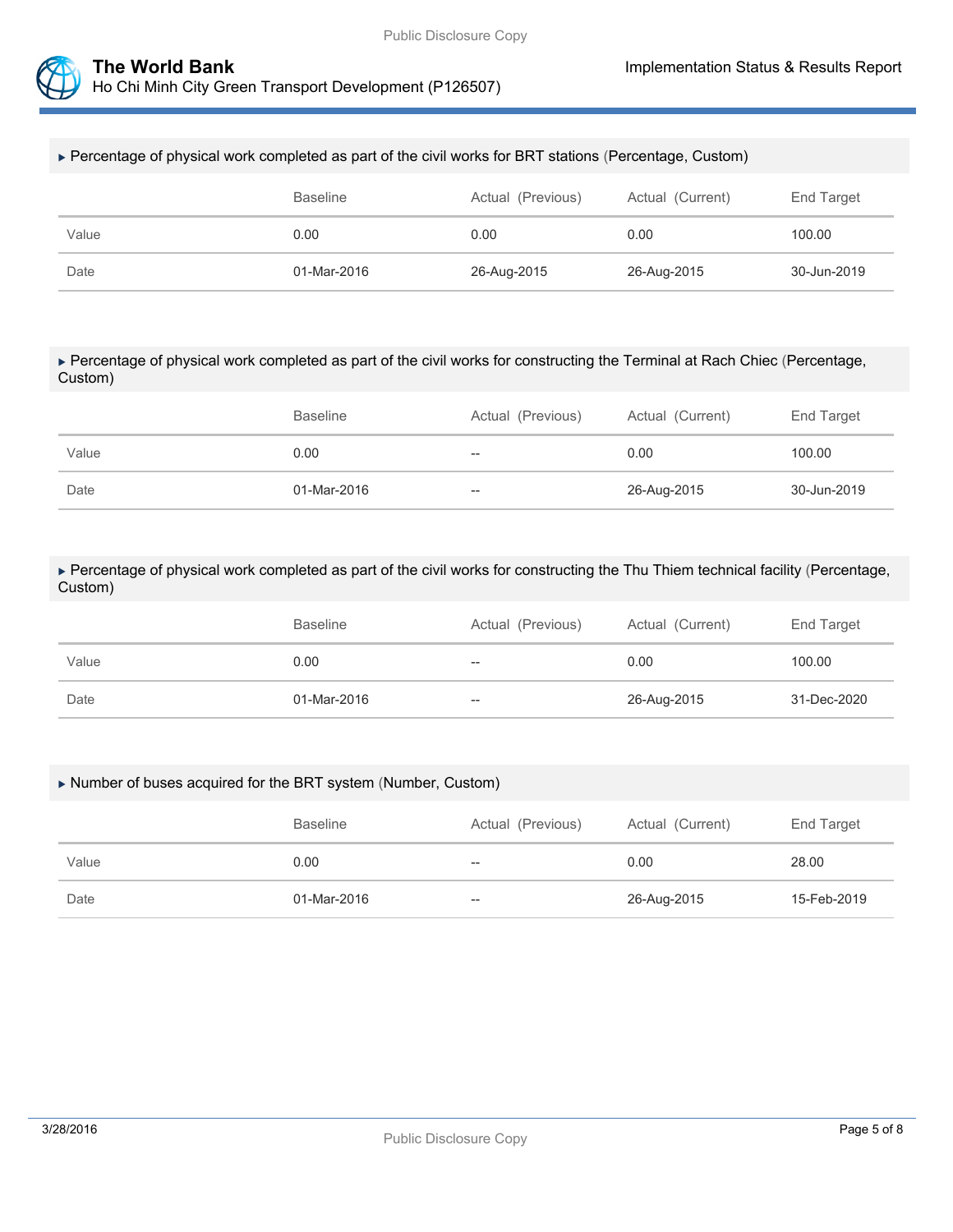▸ Percentage of physical work completed as part of the civil works for BRT stations (Percentage, Custom)

| | Baseline | Actual (Previous) | Actual (Current) | End Target |
|---|---|---|---|---|
| Value | 0.00 | 0.00 | 0.00 | 100.00 |
| Date | 01-Mar-2016 | 26-Aug-2015 | 26-Aug-2015 | 30-Jun-2019 |

▸ Percentage of physical work completed as part of the civil works for constructing the Terminal at Rach Chiec (Percentage, Custom)

| | Baseline | Actual (Previous) | Actual (Current) | End Target |
|---|---|---|---|---|
| Value | 0.00 | -- | 0.00 | 100.00 |
| Date | 01-Mar-2016 | -- | 26-Aug-2015 | 30-Jun-2019 |

▸ Percentage of physical work completed as part of the civil works for constructing the Thu Thiem technical facility (Percentage, Custom)

| | Baseline | Actual (Previous) | Actual (Current) | End Target |
|---|---|---|---|---|
| Value | 0.00 | -- | 0.00 | 100.00 |
| Date | 01-Mar-2016 | -- | 26-Aug-2015 | 31-Dec-2020 |

▸ Number of buses acquired for the BRT system (Number, Custom)

| | Baseline | Actual (Previous) | Actual (Current) | End Target |
|---|---|---|---|---|
| Value | 0.00 | -- | 0.00 | 28.00 |
| Date | 01-Mar-2016 | -- | 26-Aug-2015 | 15-Feb-2019 |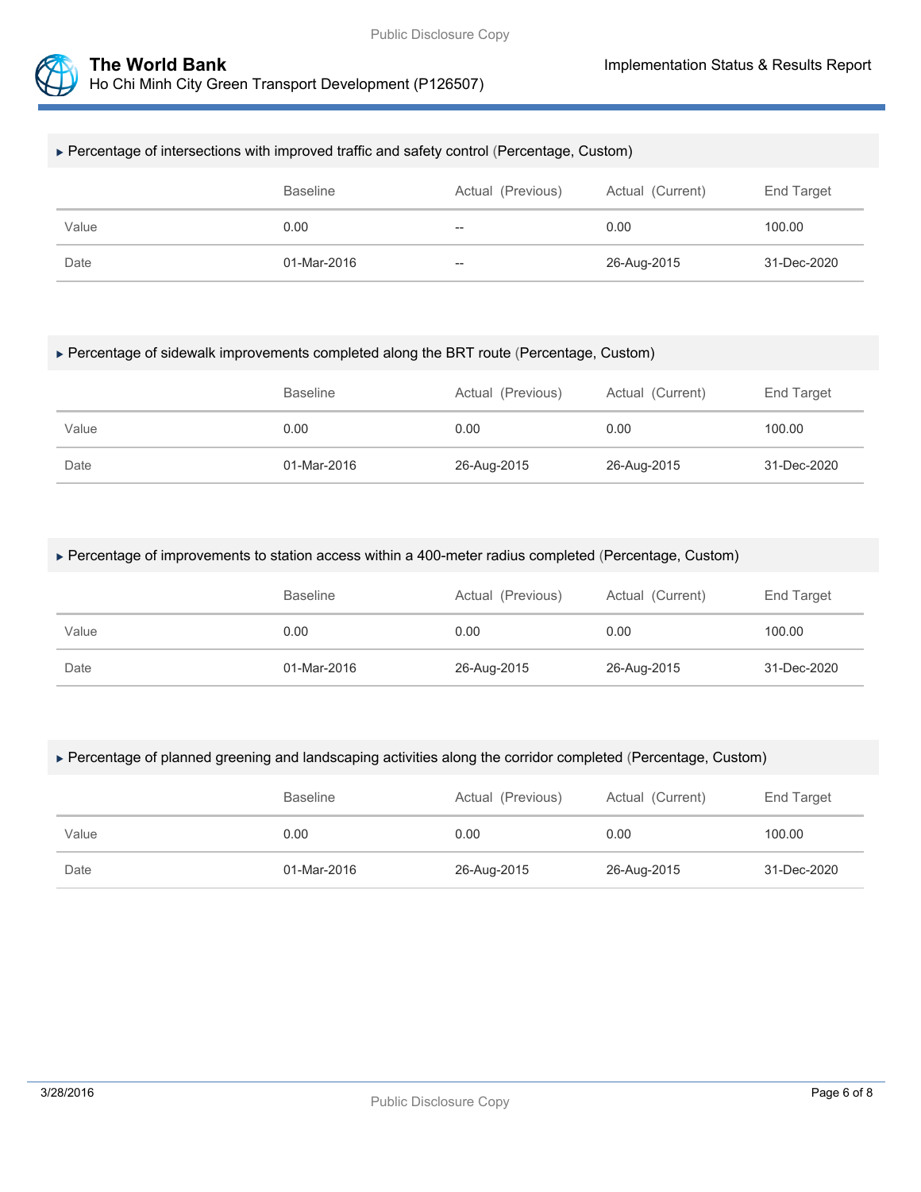### Percentage of intersections with improved traffic and safety control (Percentage, Custom)

| | Baseline | Actual (Previous) | Actual (Current) | End Target |
|---|---|---|---|---|
| Value | 0.00 | -- | 0.00 | 100.00 |
| Date | 01-Mar-2016 | -- | 26-Aug-2015 | 31-Dec-2020 |

### Percentage of sidewalk improvements completed along the BRT route (Percentage, Custom)

| | Baseline | Actual (Previous) | Actual (Current) | End Target |
|---|---|---|---|---|
| Value | 0.00 | 0.00 | 0.00 | 100.00 |
| Date | 01-Mar-2016 | 26-Aug-2015 | 26-Aug-2015 | 31-Dec-2020 |

### Percentage of improvements to station access within a 400-meter radius completed (Percentage, Custom)

| | Baseline | Actual (Previous) | Actual (Current) | End Target |
|---|---|---|---|---|
| Value | 0.00 | 0.00 | 0.00 | 100.00 |
| Date | 01-Mar-2016 | 26-Aug-2015 | 26-Aug-2015 | 31-Dec-2020 |

### Percentage of planned greening and landscaping activities along the corridor completed (Percentage, Custom)

| | Baseline | Actual (Previous) | Actual (Current) | End Target |
|---|---|---|---|---|
| Value | 0.00 | 0.00 | 0.00 | 100.00 |
| Date | 01-Mar-2016 | 26-Aug-2015 | 26-Aug-2015 | 31-Dec-2020 |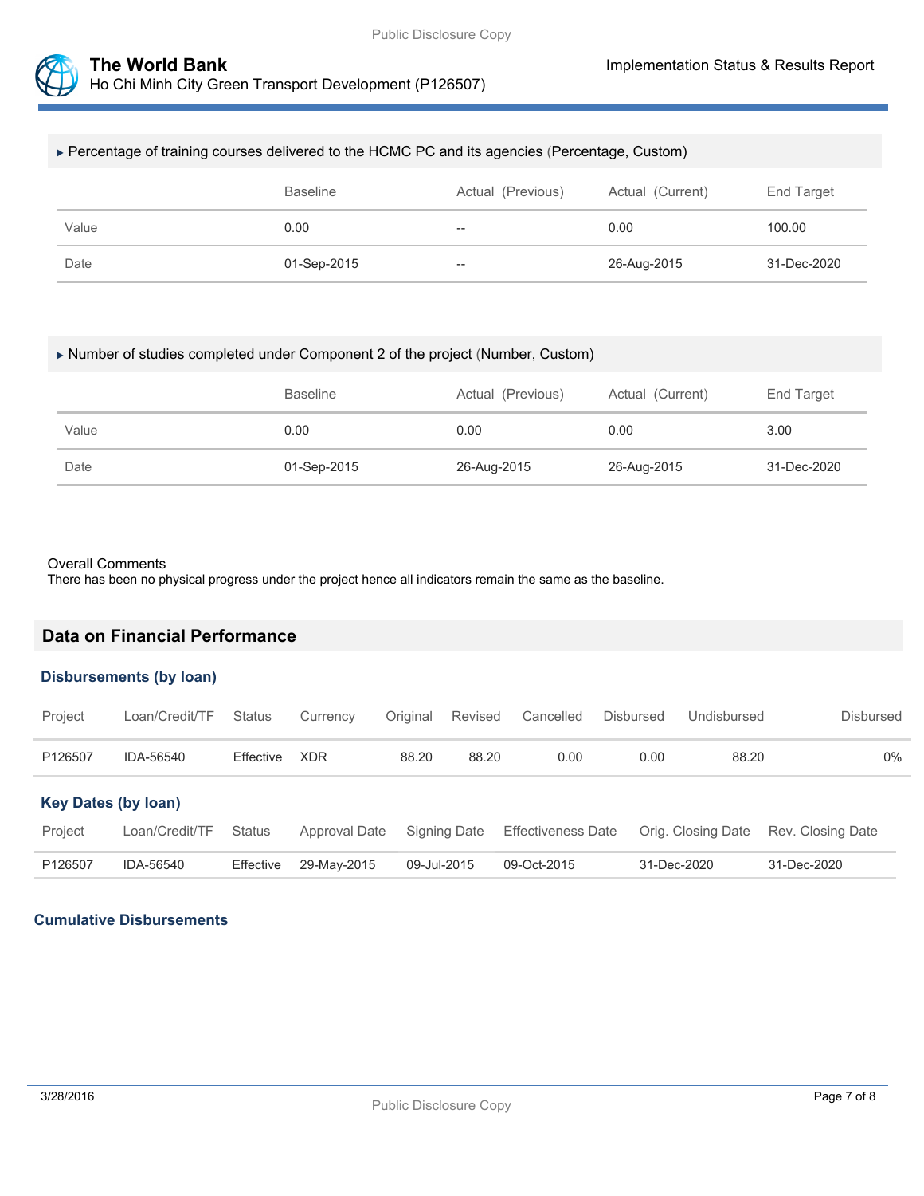▸ Percentage of training courses delivered to the HCMC PC and its agencies (Percentage, Custom)

| | Baseline | Actual (Previous) | Actual (Current) | End Target |
|---|---|---|---|---|
| Value | 0.00 | -- | 0.00 | 100.00 |
| Date | 01-Sep-2015 | -- | 26-Aug-2015 | 31-Dec-2020 |

▸ Number of studies completed under Component 2 of the project (Number, Custom)

| | Baseline | Actual (Previous) | Actual (Current) | End Target |
|---|---|---|---|---|
| Value | 0.00 | 0.00 | 0.00 | 3.00 |
| Date | 01-Sep-2015 | 26-Aug-2015 | 26-Aug-2015 | 31-Dec-2020 |

Overall Comments
There has been no physical progress under the project hence all indicators remain the same as the baseline.

## Data on Financial Performance

### Disbursements (by loan)

| Project | Loan/Credit/TF | Status | Currency | Original | Revised | Cancelled | Disbursed | Undisbursed | Disbursed |
|---|---|---|---|---|---|---|---|---|---|
| P126507 | IDA-56540 | Effective | XDR | 88.20 | 88.20 | 0.00 | 0.00 | 88.20 | 0% |

### Key Dates (by loan)

| Project | Loan/Credit/TF | Status | Approval Date | Signing Date | Effectiveness Date | Orig. Closing Date | Rev. Closing Date |
|---|---|---|---|---|---|---|---|
| P126507 | IDA-56540 | Effective | 29-May-2015 | 09-Jul-2015 | 09-Oct-2015 | 31-Dec-2020 | 31-Dec-2020 |

### Cumulative Disbursements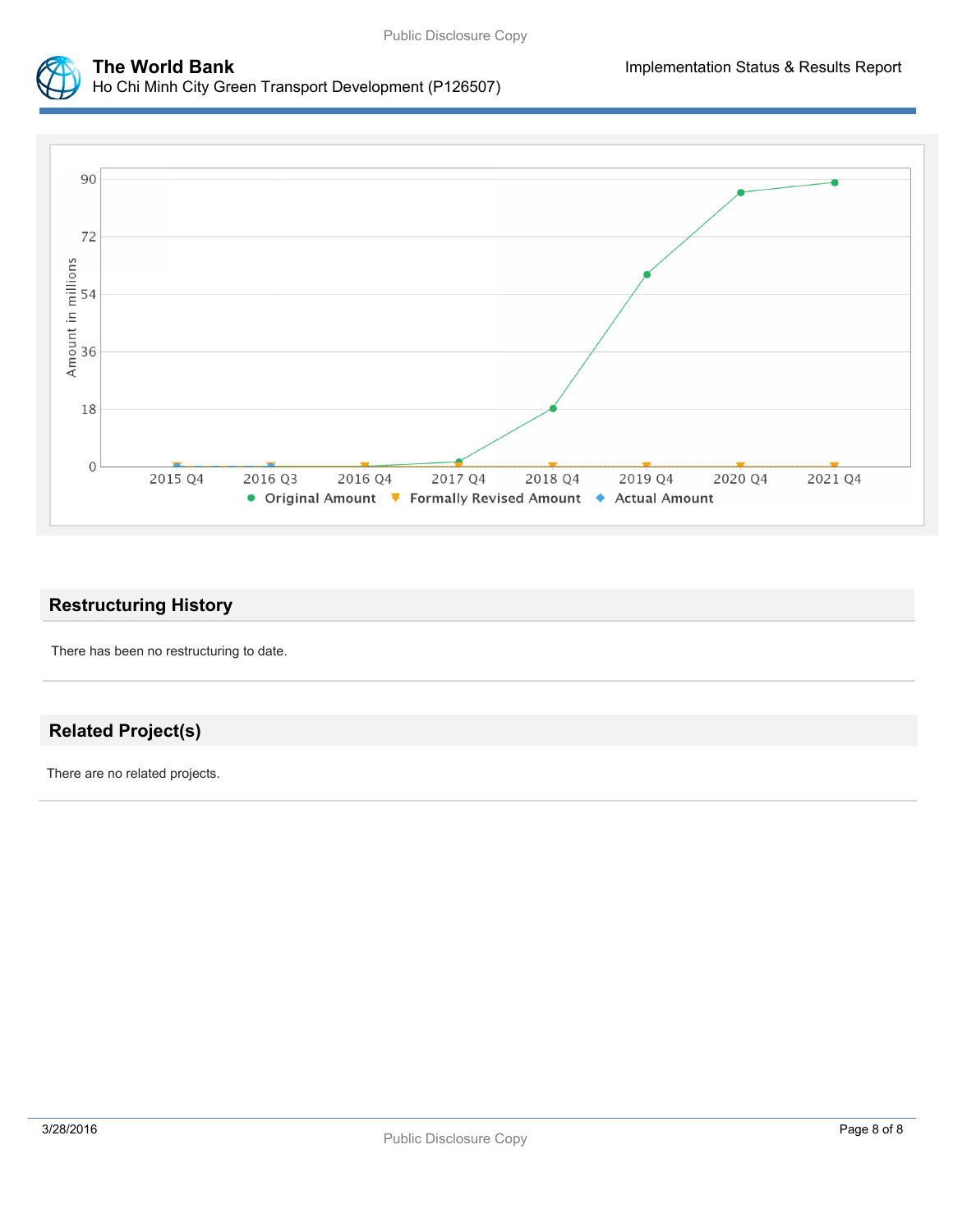90
72
54
36
18
0

Amount in millions

2015 Q4
2016 Q3
2016 Q4
2017 Q4
2018 Q4
2019 Q4
2020 Q4
2021 Q4

Original Amount
Formally Revised Amount
Actual Amount

## Restructuring History

There has been no restructuring to date.

## Related Project(s)

There are no related projects.